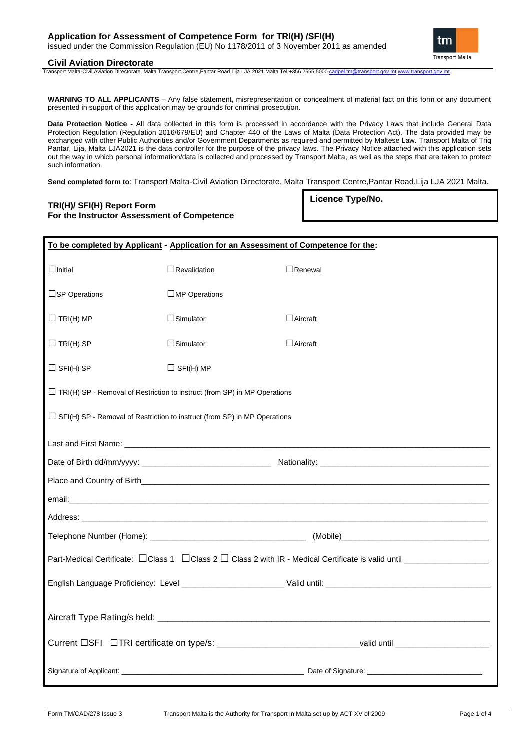## Application for Assessment of Competence Form for TRI(H) /SFI(H)

issued under the Commission Regulation (EU) No 1178/2011 of 3 November 2011 as amended

**Civil Aviation Directorate**

Transport Malta-Civil Aviation Directorate, Malta Transport Centre,Pantar Road,Lija LJA 2021 Malta.Tel:+356 2555 5000 cadpel.tm@transport.gov.mt www.transport.gov.mt

**WARNING TO ALL APPLICANTS** – Any false statement, misrepresentation or concealment of material fact on this form or any document presented in support of this application may be grounds for criminal prosecution.

**Data Protection Notice -** All data collected in this form is processed in accordance with the Privacy Laws that include General Data Protection Regulation (Regulation 2016/679/EU) and Chapter 440 of the Laws of Malta (Data Protection Act). The data provided may be exchanged with other Public Authorities and/or Government Departments as required and permitted by Maltese Law. Transport Malta of Triq Pantar, Lija, Malta LJA2021 is the data controller for the purpose of the privacy laws. The Privacy Notice attached with this application sets out the way in which personal information/data is collected and processed by Transport Malta, as well as the steps that are taken to protect such information.

**Send completed form to**: Transport Malta-Civil Aviation Directorate, Malta Transport Centre,Pantar Road,Lija LJA 2021 Malta.

**TRI(H)/ SFI(H) Report Form**
**For the Instructor Assessment of Competence**

**Licence Type/No.**

**To be completed by Applicant - Application for an Assessment of Competence for the:**

☐Initial ☐Revalidation ☐Renewal

☐SP Operations ☐MP Operations

☐ TRI(H) MP ☐Simulator ☐Aircraft

☐ TRI(H) SP ☐Simulator ☐Aircraft

☐ SFI(H) SP ☐ SFI(H) MP

☐ TRI(H) SP - Removal of Restriction to instruct (from SP) in MP Operations

☐ SFI(H) SP - Removal of Restriction to instruct (from SP) in MP Operations

Last and First Name: ______________________________

Date of Birth dd/mm/yyyy: ______________________ Nationality: ______________________

Place and Country of Birth______________________________

email:______________________________

Address: ______________________________

Telephone Number (Home): ______________________ (Mobile)______________________

Part-Medical Certificate: ☐Class 1 ☐Class 2 ☐ Class 2 with IR - Medical Certificate is valid until ______________

English Language Proficiency: Level ______________ Valid until: ______________________

Aircraft Type Rating/s held: ______________________________

Current ☐SFI ☐TRI certificate on type/s: ______________________valid until ______________

Signature of Applicant: ______________________ Date of Signature: ______________________

Form TM/CAD/278 Issue 3 Transport Malta is the Authority for Transport in Malta set up by ACT XV of 2009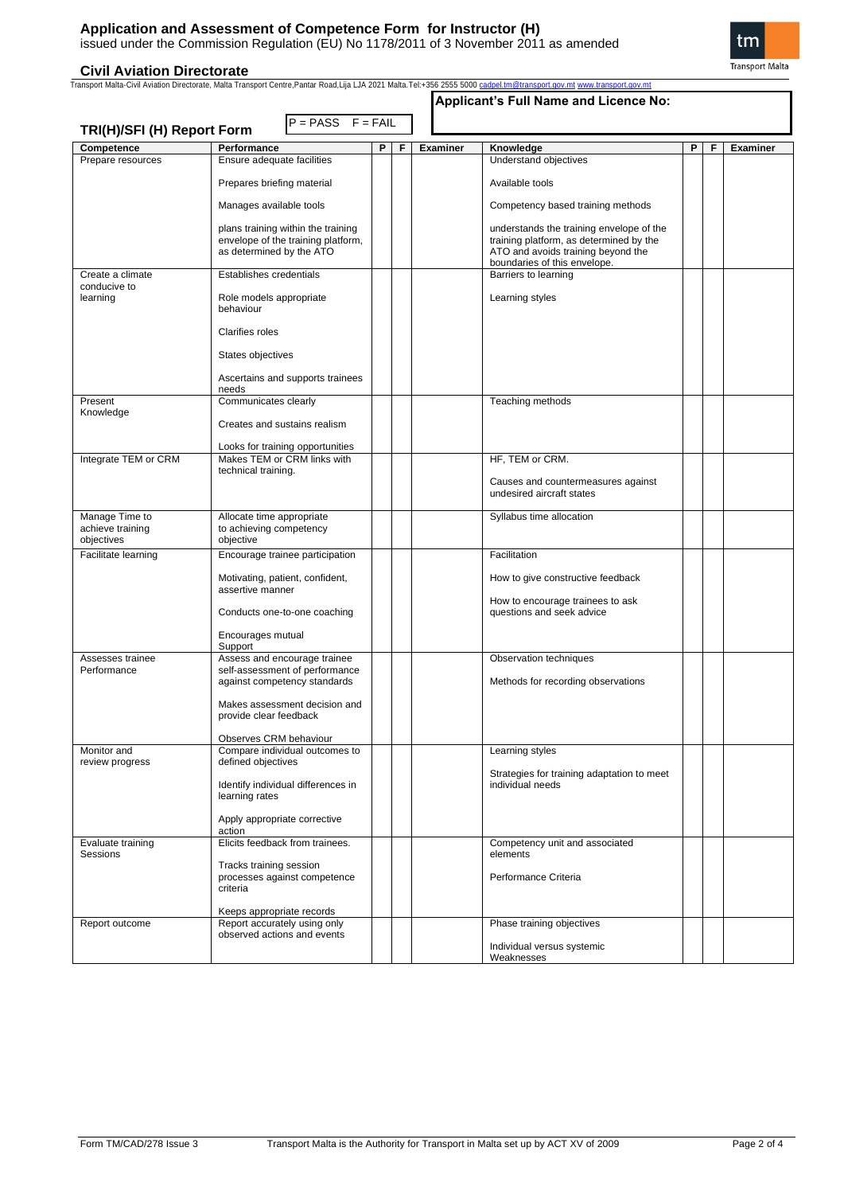# Application and Assessment of Competence Form for Instructor (H)

issued under the Commission Regulation (EU) No 1178/2011 of 3 November 2011 as amended

## Civil Aviation Directorate

Transport Malta-Civil Aviation Directorate, Malta Transport Centre,Pantar Road,Lija LJA 2021 Malta.Tel:+356 2555 5000 cadpel.tm@transport.gov.mt www.transport.gov.mt

**Applicant's Full Name and Licence No:**

### TRI(H)/SFI (H) Report Form

P = PASS F = FAIL

| Competence | Performance | P | F | Examiner | Knowledge | P | F | Examiner |
|---|---|---|---|---|---|---|---|---|
| Prepare resources | Ensure adequate facilities<br><br>Prepares briefing material<br><br>Manages available tools<br><br>plans training within the training envelope of the training platform, as determined by the ATO | | | | Understand objectives<br><br>Available tools<br><br>Competency based training methods<br><br>understands the training envelope of the training platform, as determined by the ATO and avoids training beyond the boundaries of this envelope. | | | |
| Create a climate conducive to learning | Establishes credentials<br><br>Role models appropriate behaviour<br><br>Clarifies roles<br><br>States objectives<br><br>Ascertains and supports trainees needs | | | | Barriers to learning<br><br>Learning styles | | | |
| Present Knowledge | Communicates clearly<br><br>Creates and sustains realism<br><br>Looks for training opportunities | | | | Teaching methods | | | |
| Integrate TEM or CRM | Makes TEM or CRM links with technical training. | | | | HF, TEM or CRM.<br><br>Causes and countermeasures against undesired aircraft states | | | |
| Manage Time to achieve training objectives | Allocate time appropriate to achieving competency objective | | | | Syllabus time allocation | | | |
| Facilitate learning | Encourage trainee participation<br><br>Motivating, patient, confident, assertive manner<br><br>Conducts one-to-one coaching<br><br>Encourages mutual Support | | | | Facilitation<br><br>How to give constructive feedback<br><br>How to encourage trainees to ask questions and seek advice | | | |
| Assesses trainee Performance | Assess and encourage trainee self-assessment of performance against competency standards<br><br>Makes assessment decision and provide clear feedback<br><br>Observes CRM behaviour | | | | Observation techniques<br><br>Methods for recording observations | | | |
| Monitor and review progress | Compare individual outcomes to defined objectives<br><br>Identify individual differences in learning rates<br><br>Apply appropriate corrective action | | | | Learning styles<br><br>Strategies for training adaptation to meet individual needs | | | |
| Evaluate training Sessions | Elicits feedback from trainees.<br><br>Tracks training session processes against competence criteria<br><br>Keeps appropriate records | | | | Competency unit and associated elements<br><br>Performance Criteria | | | |
| Report outcome | Report accurately using only observed actions and events | | | | Phase training objectives<br><br>Individual versus systemic Weaknesses | | | |

Form TM/CAD/278 Issue 3 — Transport Malta is the Authority for Transport in Malta set up by ACT XV of 2009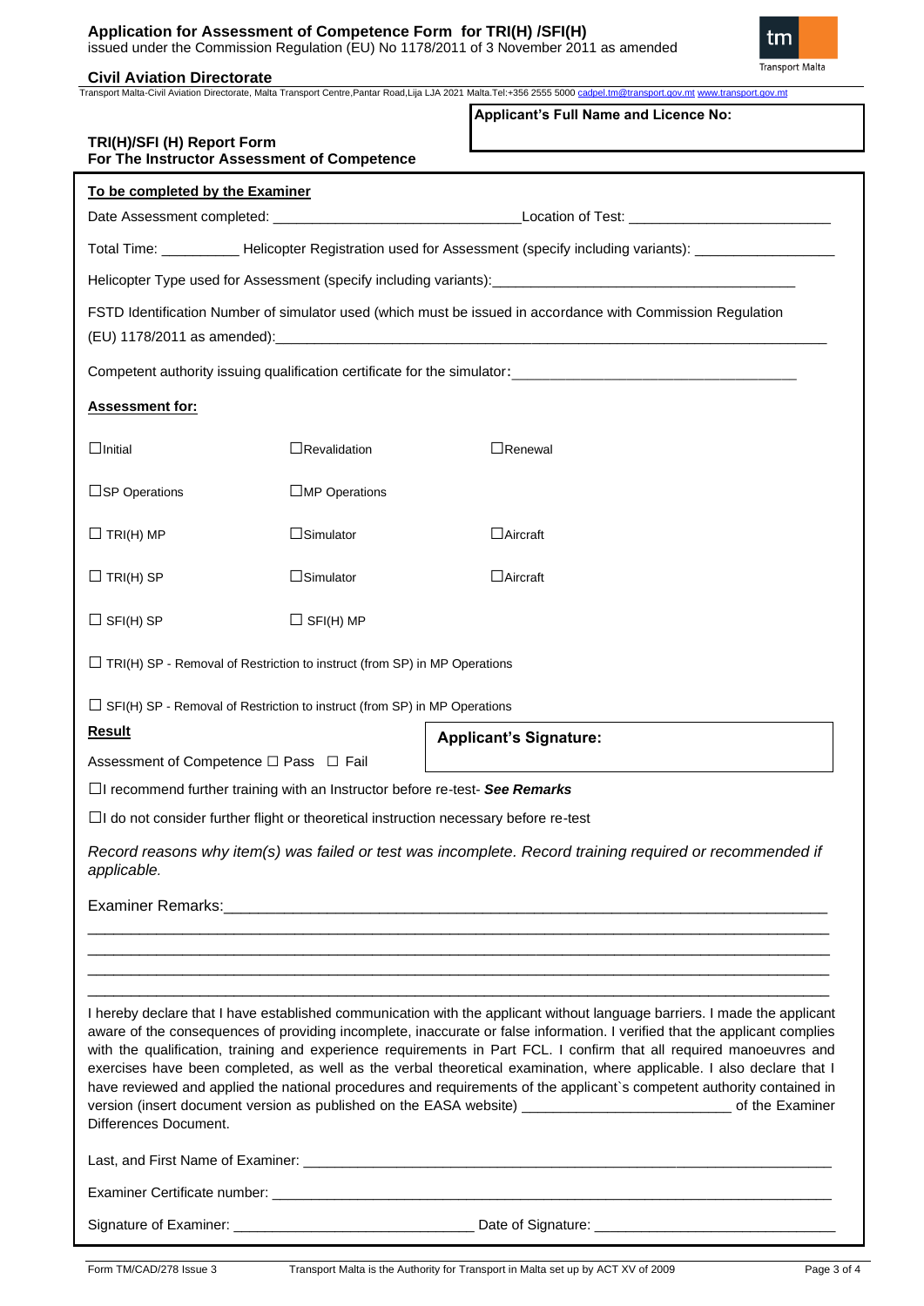## Application for Assessment of Competence Form for TRI(H) /SFI(H)

issued under the Commission Regulation (EU) No 1178/2011 of 3 November 2011 as amended

**Civil Aviation Directorate**

Transport Malta-Civil Aviation Directorate, Malta Transport Centre,Pantar Road,Lija LJA 2021 Malta.Tel:+356 2555 5000 cadpel.tm@transport.gov.mt www.transport.gov.mt

**Applicant's Full Name and Licence No:**

### TRI(H)/SFI (H) Report Form
### For The Instructor Assessment of Competence

**To be completed by the Examiner**

Date Assessment completed: ______________________________ Location of Test: __________________________

Total Time: __________ Helicopter Registration used for Assessment (specify including variants): _________________

Helicopter Type used for Assessment (specify including variants): _____________________________________

FSTD Identification Number of simulator used (which must be issued in accordance with Commission Regulation (EU) 1178/2011 as amended): ___________________________________________________________________

Competent authority issuing qualification certificate for the simulator: ___________________________________

**Assessment for:**

| | | |
|---|---|---|
| ☐Initial | ☐Revalidation | ☐Renewal |
| ☐SP Operations | ☐MP Operations | |
| ☐ TRI(H) MP | ☐Simulator | ☐Aircraft |
| ☐ TRI(H) SP | ☐Simulator | ☐Aircraft |
| ☐ SFI(H) SP | ☐ SFI(H) MP | |

☐ TRI(H) SP - Removal of Restriction to instruct (from SP) in MP Operations

☐ SFI(H) SP - Removal of Restriction to instruct (from SP) in MP Operations

**Result**

Assessment of Competence ☐ Pass ☐ Fail

**Applicant's Signature:**

☐I recommend further training with an Instructor before re-test- ***See Remarks***

☐I do not consider further flight or theoretical instruction necessary before re-test

*Record reasons why item(s) was failed or test was incomplete. Record training required or recommended if applicable.*

Examiner Remarks: ______________________________________________________________________

_____________________________________________________________________________________

_____________________________________________________________________________________

_____________________________________________________________________________________

_____________________________________________________________________________________

I hereby declare that I have established communication with the applicant without language barriers. I made the applicant aware of the consequences of providing incomplete, inaccurate or false information. I verified that the applicant complies with the qualification, training and experience requirements in Part FCL. I confirm that all required manoeuvres and exercises have been completed, as well as the verbal theoretical examination, where applicable. I also declare that I have reviewed and applied the national procedures and requirements of the applicant`s competent authority contained in version (insert document version as published on the EASA website) __________________________ of the Examiner Differences Document.

Last, and First Name of Examiner: _______________________________________________________________

Examiner Certificate number: ___________________________________________________________________

Signature of Examiner: ______________________________ Date of Signature: ______________________________

Form TM/CAD/278 Issue 3 Transport Malta is the Authority for Transport in Malta set up by ACT XV of 2009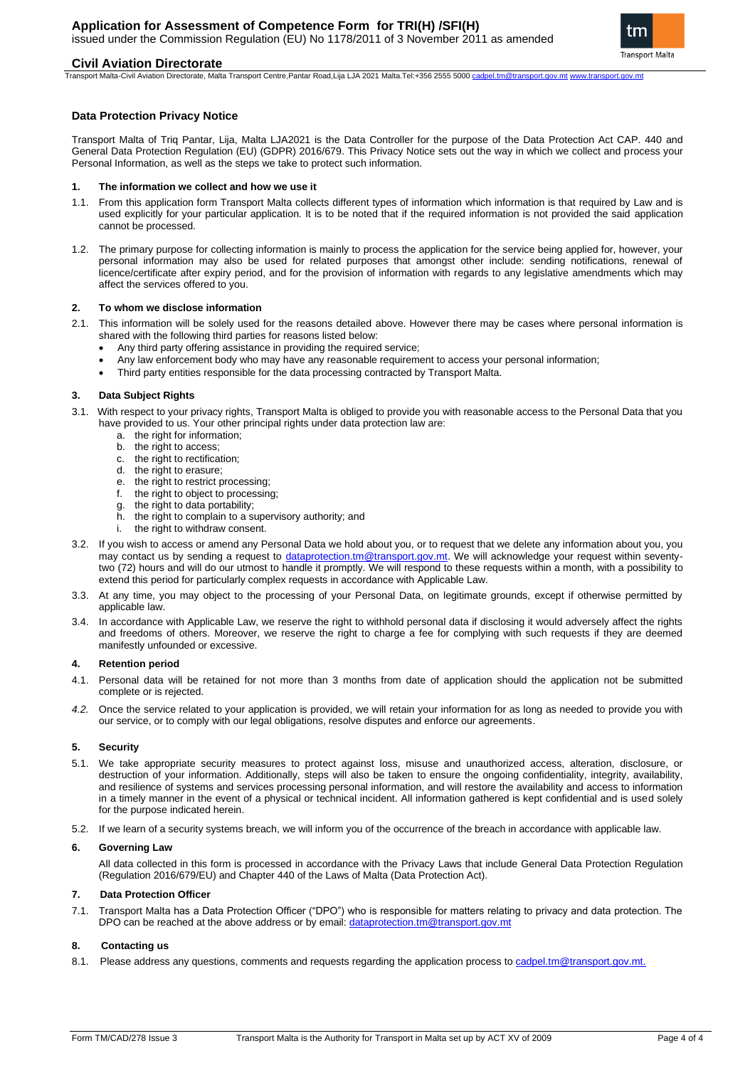## Data Protection Privacy Notice

Transport Malta of Triq Pantar, Lija, Malta LJA2021 is the Data Controller for the purpose of the Data Protection Act CAP. 440 and General Data Protection Regulation (EU) (GDPR) 2016/679. This Privacy Notice sets out the way in which we collect and process your Personal Information, as well as the steps we take to protect such information.

### 1. The information we collect and how we use it

1.1. From this application form Transport Malta collects different types of information which information is that required by Law and is used explicitly for your particular application. It is to be noted that if the required information is not provided the said application cannot be processed.

1.2. The primary purpose for collecting information is mainly to process the application for the service being applied for, however, your personal information may also be used for related purposes that amongst other include: sending notifications, renewal of licence/certificate after expiry period, and for the provision of information with regards to any legislative amendments which may affect the services offered to you.

### 2. To whom we disclose information

2.1. This information will be solely used for the reasons detailed above. However there may be cases where personal information is shared with the following third parties for reasons listed below:
- Any third party offering assistance in providing the required service;
- Any law enforcement body who may have any reasonable requirement to access your personal information;
- Third party entities responsible for the data processing contracted by Transport Malta.

### 3. Data Subject Rights

3.1. With respect to your privacy rights, Transport Malta is obliged to provide you with reasonable access to the Personal Data that you have provided to us. Your other principal rights under data protection law are:
   a. the right for information;
   b. the right to access;
   c. the right to rectification;
   d. the right to erasure;
   e. the right to restrict processing;
   f. the right to object to processing;
   g. the right to data portability;
   h. the right to complain to a supervisory authority; and
   i. the right to withdraw consent.

3.2. If you wish to access or amend any Personal Data we hold about you, or to request that we delete any information about you, you may contact us by sending a request to dataprotection.tm@transport.gov.mt. We will acknowledge your request within seventy-two (72) hours and will do our utmost to handle it promptly. We will respond to these requests within a month, with a possibility to extend this period for particularly complex requests in accordance with Applicable Law.

3.3. At any time, you may object to the processing of your Personal Data, on legitimate grounds, except if otherwise permitted by applicable law.

3.4. In accordance with Applicable Law, we reserve the right to withhold personal data if disclosing it would adversely affect the rights and freedoms of others. Moreover, we reserve the right to charge a fee for complying with such requests if they are deemed manifestly unfounded or excessive.

### 4. Retention period

4.1. Personal data will be retained for not more than 3 months from date of application should the application not be submitted complete or is rejected.

*4.2.* Once the service related to your application is provided, we will retain your information for as long as needed to provide you with our service, or to comply with our legal obligations, resolve disputes and enforce our agreements.

### 5. Security

5.1. We take appropriate security measures to protect against loss, misuse and unauthorized access, alteration, disclosure, or destruction of your information. Additionally, steps will also be taken to ensure the ongoing confidentiality, integrity, availability, and resilience of systems and services processing personal information, and will restore the availability and access to information in a timely manner in the event of a physical or technical incident. All information gathered is kept confidential and is used solely for the purpose indicated herein.

5.2. If we learn of a security systems breach, we will inform you of the occurrence of the breach in accordance with applicable law.

### 6. Governing Law

All data collected in this form is processed in accordance with the Privacy Laws that include General Data Protection Regulation (Regulation 2016/679/EU) and Chapter 440 of the Laws of Malta (Data Protection Act).

### 7. Data Protection Officer

7.1. Transport Malta has a Data Protection Officer ("DPO") who is responsible for matters relating to privacy and data protection. The DPO can be reached at the above address or by email: dataprotection.tm@transport.gov.mt

### 8. Contacting us

8.1. Please address any questions, comments and requests regarding the application process to cadpel.tm@transport.gov.mt.